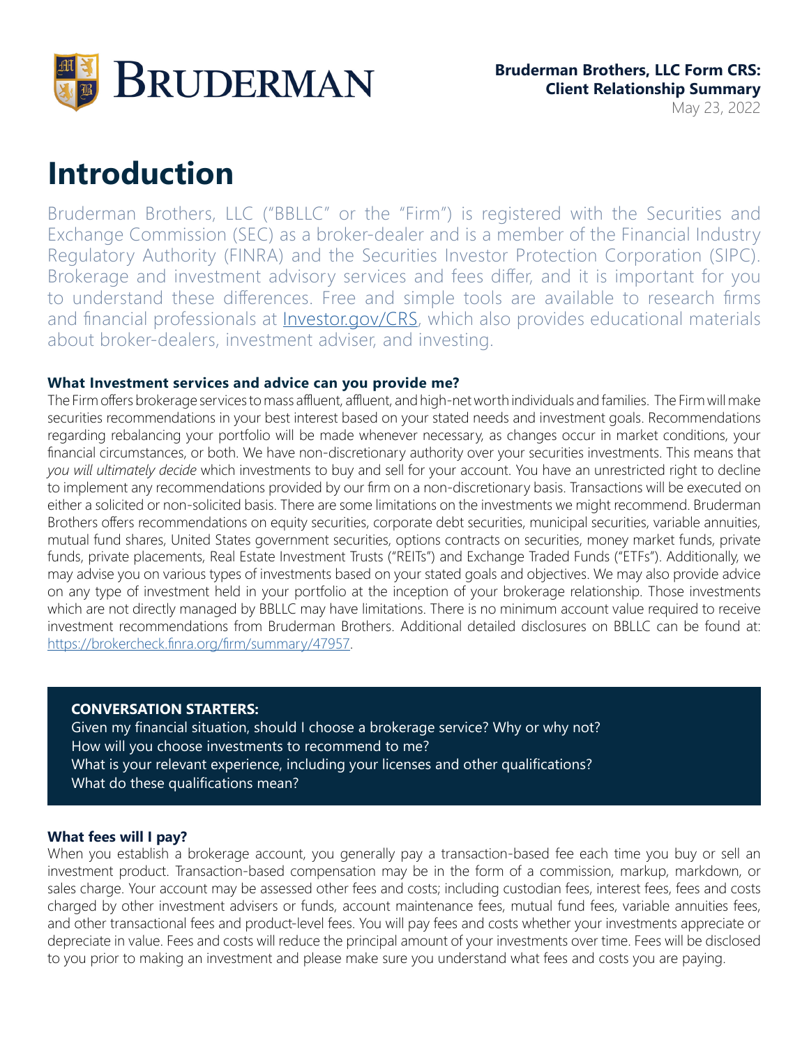**Bruderman Brothers, LLC Form CRS: Client Relationship Summary**
May 23, 2022

# Introduction

Bruderman Brothers, LLC ("BBLLC" or the "Firm") is registered with the Securities and Exchange Commission (SEC) as a broker-dealer and is a member of the Financial Industry Regulatory Authority (FINRA) and the Securities Investor Protection Corporation (SIPC). Brokerage and investment advisory services and fees differ, and it is important for you to understand these differences. Free and simple tools are available to research firms and financial professionals at [Investor.gov/CRS](https://Investor.gov/CRS), which also provides educational materials about broker-dealers, investment adviser, and investing.

### What Investment services and advice can you provide me?

The Firm offers brokerage services to mass affluent, affluent, and high-net worth individuals and families. The Firm will make securities recommendations in your best interest based on your stated needs and investment goals. Recommendations regarding rebalancing your portfolio will be made whenever necessary, as changes occur in market conditions, your financial circumstances, or both. We have non-discretionary authority over your securities investments. This means that *you will ultimately decide* which investments to buy and sell for your account. You have an unrestricted right to decline to implement any recommendations provided by our firm on a non-discretionary basis. Transactions will be executed on either a solicited or non-solicited basis. There are some limitations on the investments we might recommend. Bruderman Brothers offers recommendations on equity securities, corporate debt securities, municipal securities, variable annuities, mutual fund shares, United States government securities, options contracts on securities, money market funds, private funds, private placements, Real Estate Investment Trusts ("REITs") and Exchange Traded Funds ("ETFs"). Additionally, we may advise you on various types of investments based on your stated goals and objectives. We may also provide advice on any type of investment held in your portfolio at the inception of your brokerage relationship. Those investments which are not directly managed by BBLLC may have limitations. There is no minimum account value required to receive investment recommendations from Bruderman Brothers. Additional detailed disclosures on BBLLC can be found at: [https://brokercheck.finra.org/firm/summary/47957](https://brokercheck.finra.org/firm/summary/47957).

**CONVERSATION STARTERS:**
Given my financial situation, should I choose a brokerage service? Why or why not?
How will you choose investments to recommend to me?
What is your relevant experience, including your licenses and other qualifications?
What do these qualifications mean?

### What fees will I pay?

When you establish a brokerage account, you generally pay a transaction-based fee each time you buy or sell an investment product. Transaction-based compensation may be in the form of a commission, markup, markdown, or sales charge. Your account may be assessed other fees and costs; including custodian fees, interest fees, fees and costs charged by other investment advisers or funds, account maintenance fees, mutual fund fees, variable annuities fees, and other transactional fees and product-level fees. You will pay fees and costs whether your investments appreciate or depreciate in value. Fees and costs will reduce the principal amount of your investments over time. Fees will be disclosed to you prior to making an investment and please make sure you understand what fees and costs you are paying.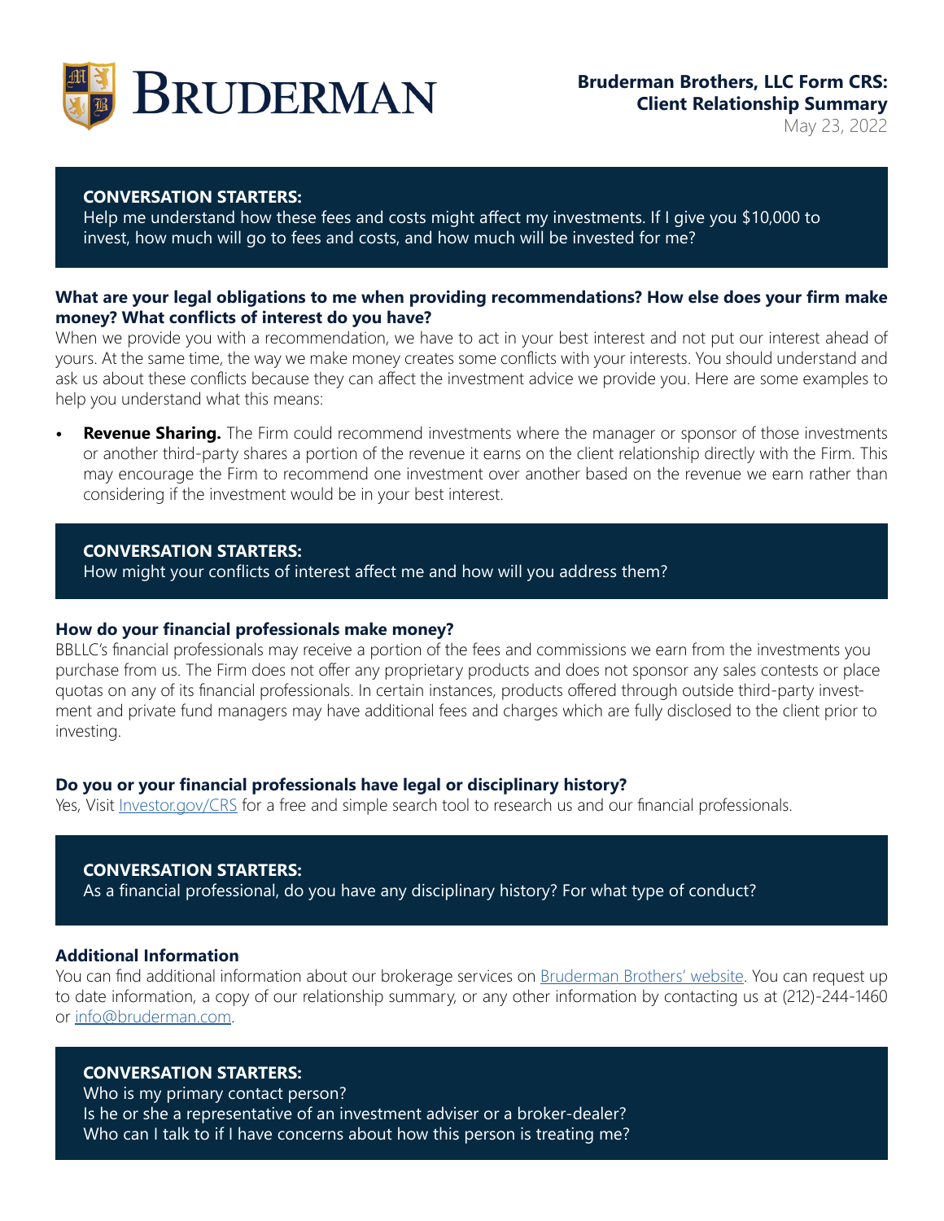**CONVERSATION STARTERS:**
Help me understand how these fees and costs might affect my investments. If I give you $10,000 to invest, how much will go to fees and costs, and how much will be invested for me?

**What are your legal obligations to me when providing recommendations? How else does your firm make money? What conflicts of interest do you have?**

When we provide you with a recommendation, we have to act in your best interest and not put our interest ahead of yours. At the same time, the way we make money creates some conflicts with your interests. You should understand and ask us about these conflicts because they can affect the investment advice we provide you. Here are some examples to help you understand what this means:

- **Revenue Sharing.** The Firm could recommend investments where the manager or sponsor of those investments or another third-party shares a portion of the revenue it earns on the client relationship directly with the Firm. This may encourage the Firm to recommend one investment over another based on the revenue we earn rather than considering if the investment would be in your best interest.

**CONVERSATION STARTERS:**
How might your conflicts of interest affect me and how will you address them?

**How do your financial professionals make money?**

BBLLC's financial professionals may receive a portion of the fees and commissions we earn from the investments you purchase from us. The Firm does not offer any proprietary products and does not sponsor any sales contests or place quotas on any of its financial professionals. In certain instances, products offered through outside third-party investment and private fund managers may have additional fees and charges which are fully disclosed to the client prior to investing.

**Do you or your financial professionals have legal or disciplinary history?**

Yes, Visit Investor.gov/CRS for a free and simple search tool to research us and our financial professionals.

**CONVERSATION STARTERS:**
As a financial professional, do you have any disciplinary history? For what type of conduct?

**Additional Information**

You can find additional information about our brokerage services on Bruderman Brothers' website. You can request up to date information, a copy of our relationship summary, or any other information by contacting us at (212)-244-1460 or info@bruderman.com.

**CONVERSATION STARTERS:**
Who is my primary contact person?
Is he or she a representative of an investment adviser or a broker-dealer?
Who can I talk to if I have concerns about how this person is treating me?